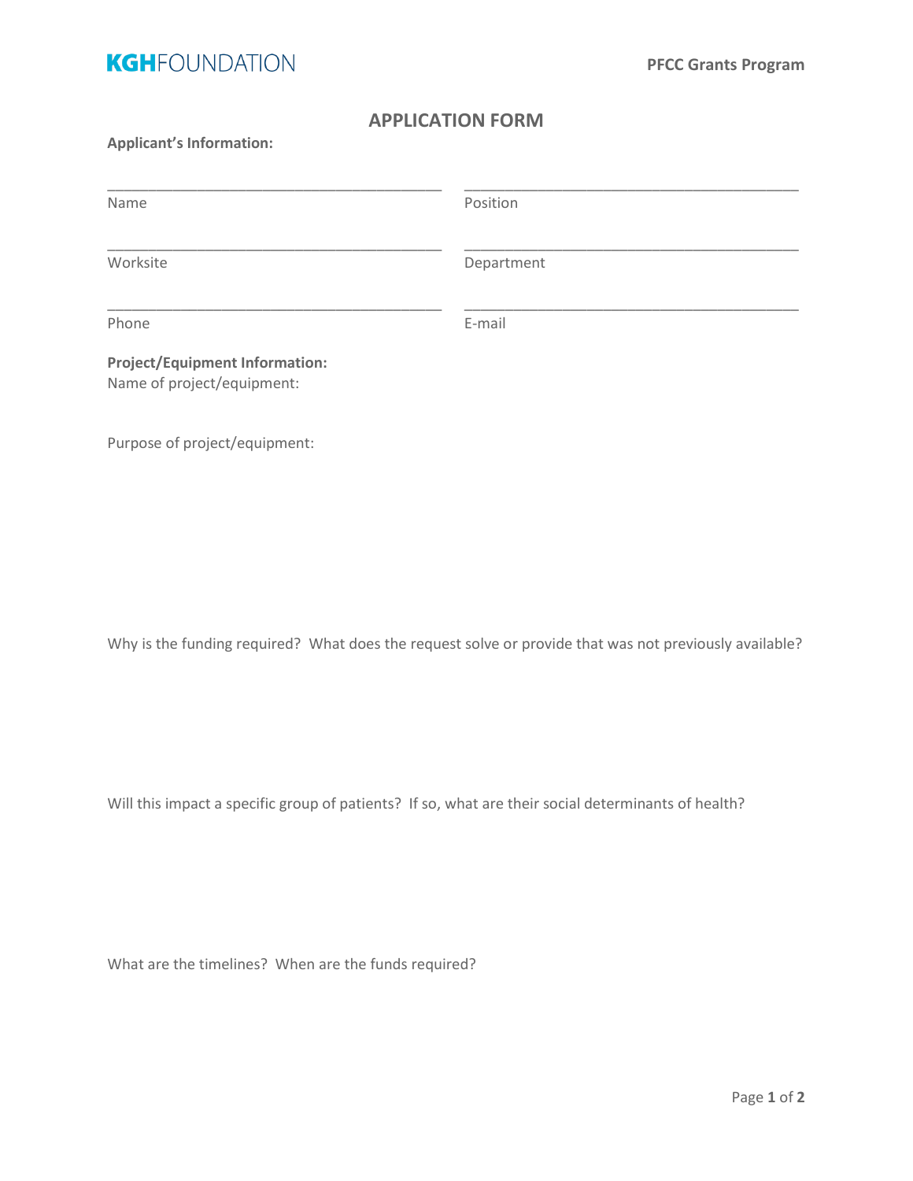KGHFOUNDATION

PFCC Grants Program

## APPLICATION FORM

**Applicant's Information:**

| | |
|---|---|
| ________________________________________ | ________________________________________ |
| Name | Position |
| ________________________________________ | ________________________________________ |
| Worksite | Department |
| ________________________________________ | ________________________________________ |
| Phone | E-mail |

**Project/Equipment Information:**

Name of project/equipment:

Purpose of project/equipment:

Why is the funding required? What does the request solve or provide that was not previously available?

Will this impact a specific group of patients? If so, what are their social determinants of health?

What are the timelines? When are the funds required?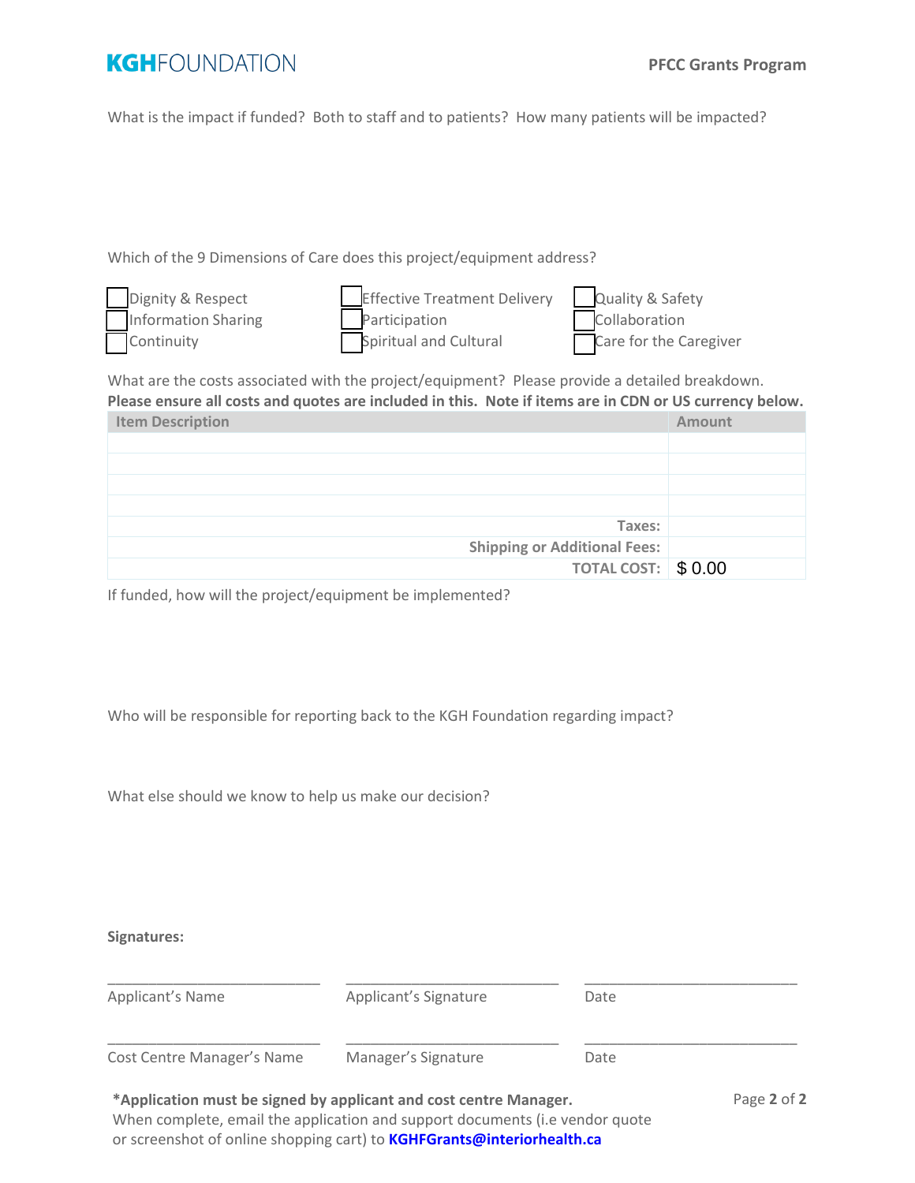What is the impact if funded? Both to staff and to patients? How many patients will be impacted?

Which of the 9 Dimensions of Care does this project/equipment address?

- ☐ Dignity & Respect
- ☐ Information Sharing
- ☐ Continuity
- ☐ Effective Treatment Delivery
- ☐ Participation
- ☐ Spiritual and Cultural
- ☐ Quality & Safety
- ☐ Collaboration
- ☐ Care for the Caregiver

What are the costs associated with the project/equipment? Please provide a detailed breakdown.
**Please ensure all costs and quotes are included in this. Note if items are in CDN or US currency below.**

| Item Description | Amount |
|---|---|
| | |
| | |
| | |
| | |
| **Taxes:** | |
| **Shipping or Additional Fees:** | |
| **TOTAL COST:** | $ 0.00 |

If funded, how will the project/equipment be implemented?

Who will be responsible for reporting back to the KGH Foundation regarding impact?

What else should we know to help us make our decision?

**Signatures:**

\_\_\_\_\_\_\_\_\_\_\_\_\_\_\_\_\_\_\_\_\_\_\_\_\_\_ \_\_\_\_\_\_\_\_\_\_\_\_\_\_\_\_\_\_\_\_\_\_\_\_\_\_ \_\_\_\_\_\_\_\_\_\_\_\_\_\_\_\_\_\_\_\_\_\_\_\_\_\_
Applicant's Name | Applicant's Signature | Date

\_\_\_\_\_\_\_\_\_\_\_\_\_\_\_\_\_\_\_\_\_\_\_\_\_\_ \_\_\_\_\_\_\_\_\_\_\_\_\_\_\_\_\_\_\_\_\_\_\_\_\_\_ \_\_\_\_\_\_\_\_\_\_\_\_\_\_\_\_\_\_\_\_\_\_\_\_\_\_
Cost Centre Manager's Name | Manager's Signature | Date

**\*Application must be signed by applicant and cost centre Manager.**
When complete, email the application and support documents (i.e vendor quote or screenshot of online shopping cart) to **KGHFGrants@interiorhealth.ca**